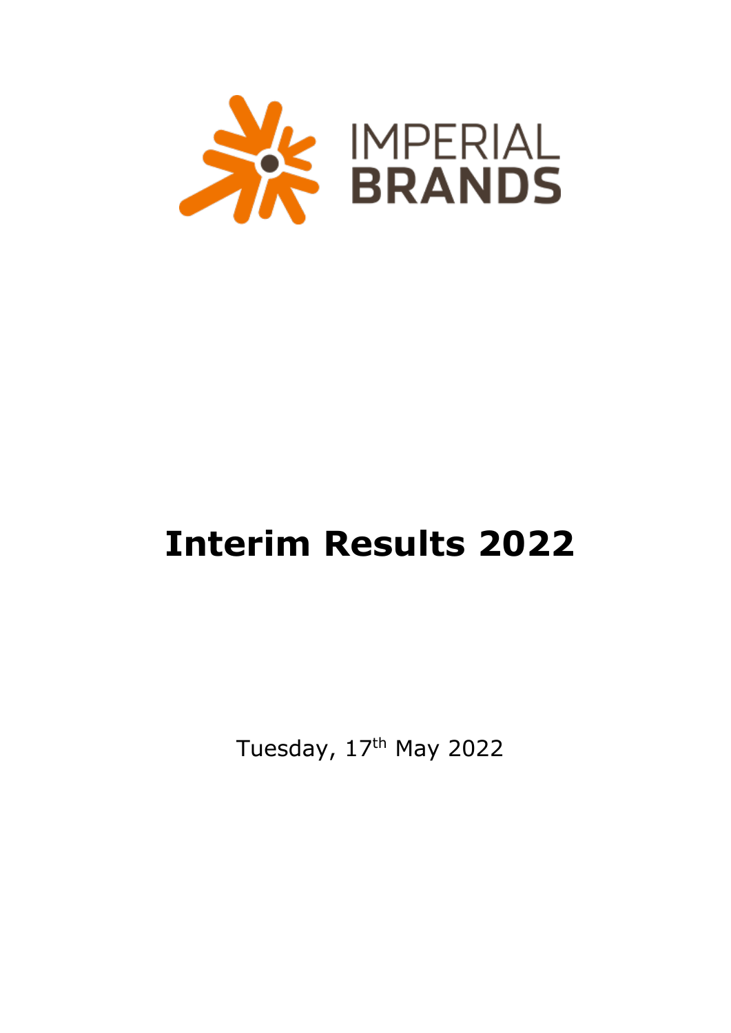IMPERIAL BRANDS

# Interim Results 2022

Tuesday, 17th May 2022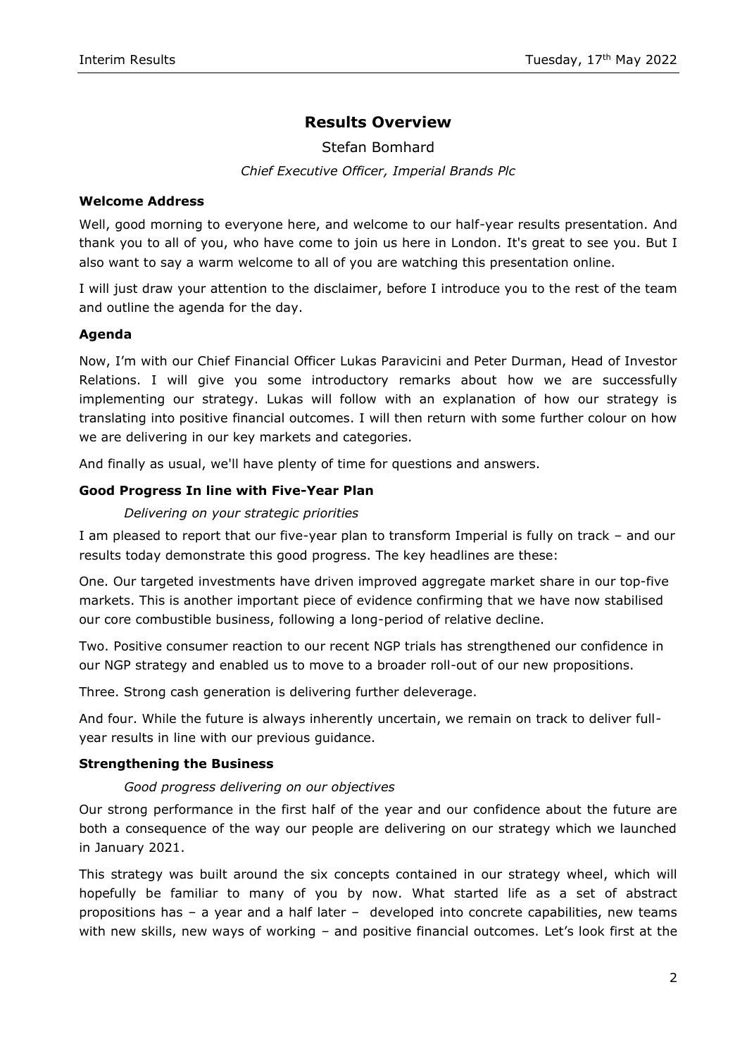## Results Overview

Stefan Bomhard

*Chief Executive Officer, Imperial Brands Plc*

### Welcome Address

Well, good morning to everyone here, and welcome to our half-year results presentation. And thank you to all of you, who have come to join us here in London. It's great to see you. But I also want to say a warm welcome to all of you are watching this presentation online.

I will just draw your attention to the disclaimer, before I introduce you to the rest of the team and outline the agenda for the day.

### Agenda

Now, I'm with our Chief Financial Officer Lukas Paravicini and Peter Durman, Head of Investor Relations. I will give you some introductory remarks about how we are successfully implementing our strategy. Lukas will follow with an explanation of how our strategy is translating into positive financial outcomes. I will then return with some further colour on how we are delivering in our key markets and categories.

And finally as usual, we'll have plenty of time for questions and answers.

### Good Progress In line with Five-Year Plan

*Delivering on your strategic priorities*

I am pleased to report that our five-year plan to transform Imperial is fully on track – and our results today demonstrate this good progress. The key headlines are these:

One. Our targeted investments have driven improved aggregate market share in our top-five markets. This is another important piece of evidence confirming that we have now stabilised our core combustible business, following a long-period of relative decline.

Two. Positive consumer reaction to our recent NGP trials has strengthened our confidence in our NGP strategy and enabled us to move to a broader roll-out of our new propositions.

Three. Strong cash generation is delivering further deleverage.

And four. While the future is always inherently uncertain, we remain on track to deliver full-year results in line with our previous guidance.

### Strengthening the Business

*Good progress delivering on our objectives*

Our strong performance in the first half of the year and our confidence about the future are both a consequence of the way our people are delivering on our strategy which we launched in January 2021.

This strategy was built around the six concepts contained in our strategy wheel, which will hopefully be familiar to many of you by now. What started life as a set of abstract propositions has – a year and a half later – developed into concrete capabilities, new teams with new skills, new ways of working – and positive financial outcomes. Let's look first at the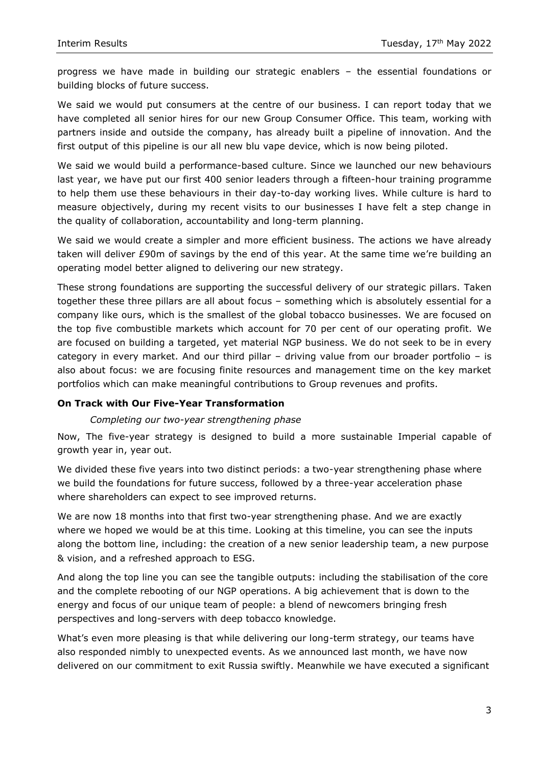progress we have made in building our strategic enablers – the essential foundations or building blocks of future success.

We said we would put consumers at the centre of our business. I can report today that we have completed all senior hires for our new Group Consumer Office. This team, working with partners inside and outside the company, has already built a pipeline of innovation. And the first output of this pipeline is our all new blu vape device, which is now being piloted.

We said we would build a performance-based culture. Since we launched our new behaviours last year, we have put our first 400 senior leaders through a fifteen-hour training programme to help them use these behaviours in their day-to-day working lives. While culture is hard to measure objectively, during my recent visits to our businesses I have felt a step change in the quality of collaboration, accountability and long-term planning.

We said we would create a simpler and more efficient business. The actions we have already taken will deliver £90m of savings by the end of this year. At the same time we're building an operating model better aligned to delivering our new strategy.

These strong foundations are supporting the successful delivery of our strategic pillars. Taken together these three pillars are all about focus – something which is absolutely essential for a company like ours, which is the smallest of the global tobacco businesses. We are focused on the top five combustible markets which account for 70 per cent of our operating profit. We are focused on building a targeted, yet material NGP business. We do not seek to be in every category in every market. And our third pillar – driving value from our broader portfolio – is also about focus: we are focusing finite resources and management time on the key market portfolios which can make meaningful contributions to Group revenues and profits.

**On Track with Our Five-Year Transformation**

*Completing our two-year strengthening phase*

Now, The five-year strategy is designed to build a more sustainable Imperial capable of growth year in, year out.

We divided these five years into two distinct periods: a two-year strengthening phase where we build the foundations for future success, followed by a three-year acceleration phase where shareholders can expect to see improved returns.

We are now 18 months into that first two-year strengthening phase. And we are exactly where we hoped we would be at this time. Looking at this timeline, you can see the inputs along the bottom line, including: the creation of a new senior leadership team, a new purpose & vision, and a refreshed approach to ESG.

And along the top line you can see the tangible outputs: including the stabilisation of the core and the complete rebooting of our NGP operations. A big achievement that is down to the energy and focus of our unique team of people: a blend of newcomers bringing fresh perspectives and long-servers with deep tobacco knowledge.

What's even more pleasing is that while delivering our long-term strategy, our teams have also responded nimbly to unexpected events. As we announced last month, we have now delivered on our commitment to exit Russia swiftly. Meanwhile we have executed a significant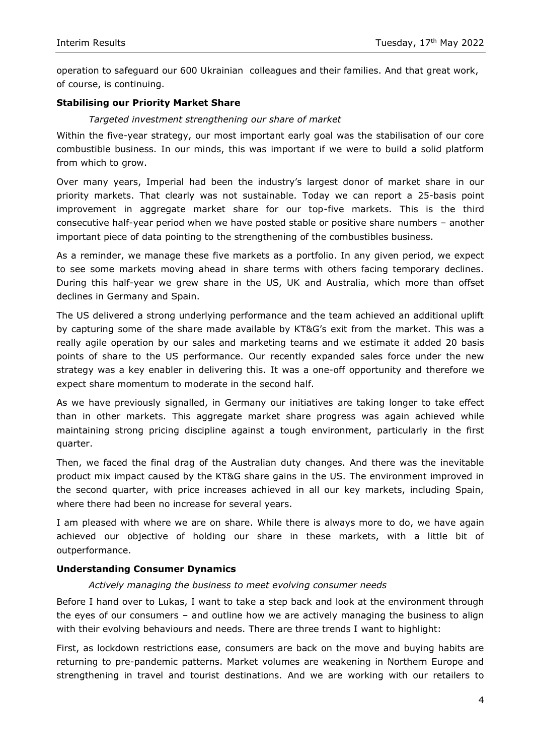operation to safeguard our 600 Ukrainian colleagues and their families. And that great work, of course, is continuing.

**Stabilising our Priority Market Share**

*Targeted investment strengthening our share of market*

Within the five-year strategy, our most important early goal was the stabilisation of our core combustible business. In our minds, this was important if we were to build a solid platform from which to grow.

Over many years, Imperial had been the industry's largest donor of market share in our priority markets. That clearly was not sustainable. Today we can report a 25-basis point improvement in aggregate market share for our top-five markets. This is the third consecutive half-year period when we have posted stable or positive share numbers – another important piece of data pointing to the strengthening of the combustibles business.

As a reminder, we manage these five markets as a portfolio. In any given period, we expect to see some markets moving ahead in share terms with others facing temporary declines. During this half-year we grew share in the US, UK and Australia, which more than offset declines in Germany and Spain.

The US delivered a strong underlying performance and the team achieved an additional uplift by capturing some of the share made available by KT&G's exit from the market. This was a really agile operation by our sales and marketing teams and we estimate it added 20 basis points of share to the US performance. Our recently expanded sales force under the new strategy was a key enabler in delivering this. It was a one-off opportunity and therefore we expect share momentum to moderate in the second half.

As we have previously signalled, in Germany our initiatives are taking longer to take effect than in other markets. This aggregate market share progress was again achieved while maintaining strong pricing discipline against a tough environment, particularly in the first quarter.

Then, we faced the final drag of the Australian duty changes. And there was the inevitable product mix impact caused by the KT&G share gains in the US. The environment improved in the second quarter, with price increases achieved in all our key markets, including Spain, where there had been no increase for several years.

I am pleased with where we are on share. While there is always more to do, we have again achieved our objective of holding our share in these markets, with a little bit of outperformance.

**Understanding Consumer Dynamics**

*Actively managing the business to meet evolving consumer needs*

Before I hand over to Lukas, I want to take a step back and look at the environment through the eyes of our consumers – and outline how we are actively managing the business to align with their evolving behaviours and needs. There are three trends I want to highlight:

First, as lockdown restrictions ease, consumers are back on the move and buying habits are returning to pre-pandemic patterns. Market volumes are weakening in Northern Europe and strengthening in travel and tourist destinations. And we are working with our retailers to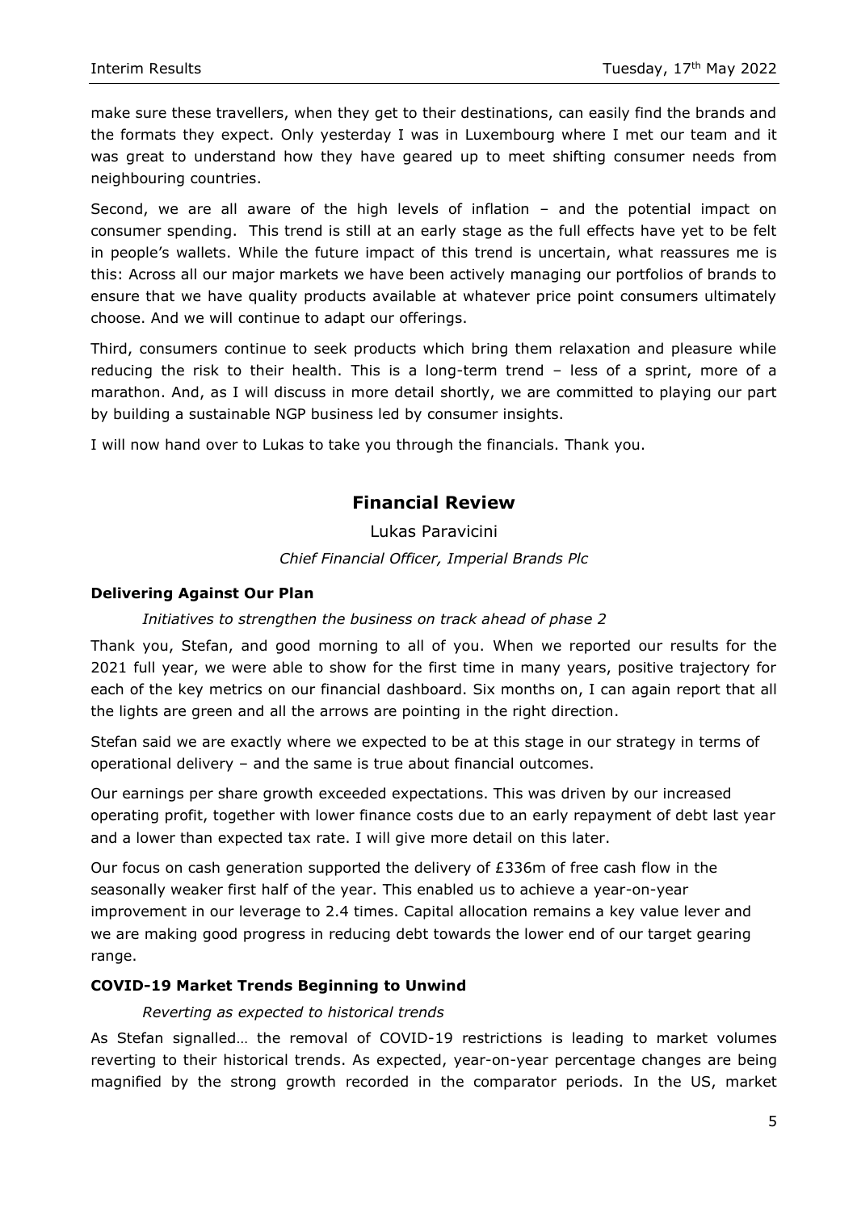make sure these travellers, when they get to their destinations, can easily find the brands and the formats they expect. Only yesterday I was in Luxembourg where I met our team and it was great to understand how they have geared up to meet shifting consumer needs from neighbouring countries.

Second, we are all aware of the high levels of inflation – and the potential impact on consumer spending. This trend is still at an early stage as the full effects have yet to be felt in people's wallets. While the future impact of this trend is uncertain, what reassures me is this: Across all our major markets we have been actively managing our portfolios of brands to ensure that we have quality products available at whatever price point consumers ultimately choose. And we will continue to adapt our offerings.

Third, consumers continue to seek products which bring them relaxation and pleasure while reducing the risk to their health. This is a long-term trend – less of a sprint, more of a marathon. And, as I will discuss in more detail shortly, we are committed to playing our part by building a sustainable NGP business led by consumer insights.

I will now hand over to Lukas to take you through the financials. Thank you.

## Financial Review

Lukas Paravicini

*Chief Financial Officer, Imperial Brands Plc*

### Delivering Against Our Plan

*Initiatives to strengthen the business on track ahead of phase 2*

Thank you, Stefan, and good morning to all of you. When we reported our results for the 2021 full year, we were able to show for the first time in many years, positive trajectory for each of the key metrics on our financial dashboard. Six months on, I can again report that all the lights are green and all the arrows are pointing in the right direction.

Stefan said we are exactly where we expected to be at this stage in our strategy in terms of operational delivery – and the same is true about financial outcomes.

Our earnings per share growth exceeded expectations. This was driven by our increased operating profit, together with lower finance costs due to an early repayment of debt last year and a lower than expected tax rate. I will give more detail on this later.

Our focus on cash generation supported the delivery of £336m of free cash flow in the seasonally weaker first half of the year. This enabled us to achieve a year-on-year improvement in our leverage to 2.4 times. Capital allocation remains a key value lever and we are making good progress in reducing debt towards the lower end of our target gearing range.

### COVID-19 Market Trends Beginning to Unwind

*Reverting as expected to historical trends*

As Stefan signalled… the removal of COVID-19 restrictions is leading to market volumes reverting to their historical trends. As expected, year-on-year percentage changes are being magnified by the strong growth recorded in the comparator periods. In the US, market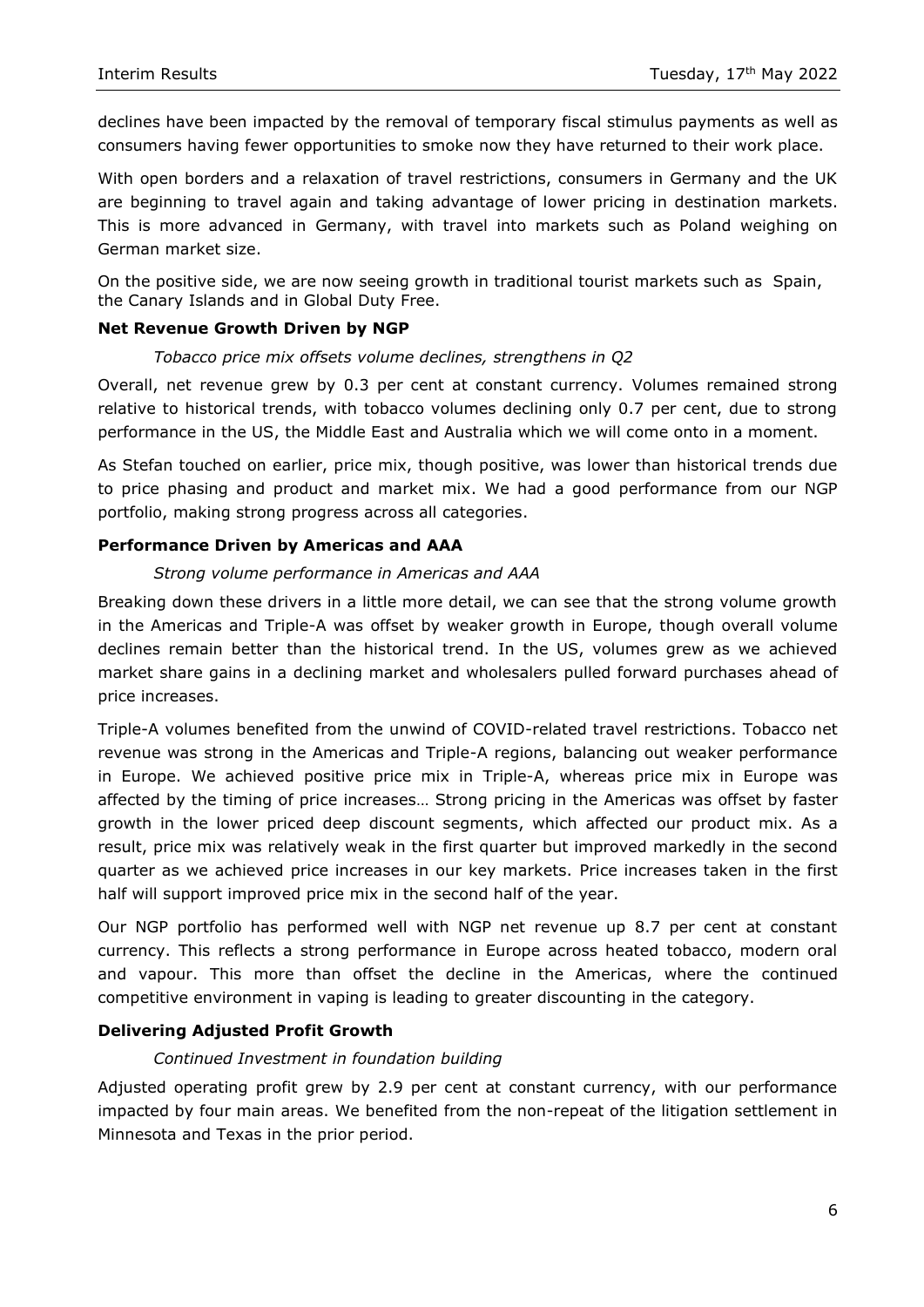declines have been impacted by the removal of temporary fiscal stimulus payments as well as consumers having fewer opportunities to smoke now they have returned to their work place.

With open borders and a relaxation of travel restrictions, consumers in Germany and the UK are beginning to travel again and taking advantage of lower pricing in destination markets. This is more advanced in Germany, with travel into markets such as Poland weighing on German market size.

On the positive side, we are now seeing growth in traditional tourist markets such as Spain, the Canary Islands and in Global Duty Free.

**Net Revenue Growth Driven by NGP**

*Tobacco price mix offsets volume declines, strengthens in Q2*

Overall, net revenue grew by 0.3 per cent at constant currency. Volumes remained strong relative to historical trends, with tobacco volumes declining only 0.7 per cent, due to strong performance in the US, the Middle East and Australia which we will come onto in a moment.

As Stefan touched on earlier, price mix, though positive, was lower than historical trends due to price phasing and product and market mix. We had a good performance from our NGP portfolio, making strong progress across all categories.

**Performance Driven by Americas and AAA**

*Strong volume performance in Americas and AAA*

Breaking down these drivers in a little more detail, we can see that the strong volume growth in the Americas and Triple-A was offset by weaker growth in Europe, though overall volume declines remain better than the historical trend. In the US, volumes grew as we achieved market share gains in a declining market and wholesalers pulled forward purchases ahead of price increases.

Triple-A volumes benefited from the unwind of COVID-related travel restrictions. Tobacco net revenue was strong in the Americas and Triple-A regions, balancing out weaker performance in Europe. We achieved positive price mix in Triple-A, whereas price mix in Europe was affected by the timing of price increases… Strong pricing in the Americas was offset by faster growth in the lower priced deep discount segments, which affected our product mix. As a result, price mix was relatively weak in the first quarter but improved markedly in the second quarter as we achieved price increases in our key markets. Price increases taken in the first half will support improved price mix in the second half of the year.

Our NGP portfolio has performed well with NGP net revenue up 8.7 per cent at constant currency. This reflects a strong performance in Europe across heated tobacco, modern oral and vapour. This more than offset the decline in the Americas, where the continued competitive environment in vaping is leading to greater discounting in the category.

**Delivering Adjusted Profit Growth**

*Continued Investment in foundation building*

Adjusted operating profit grew by 2.9 per cent at constant currency, with our performance impacted by four main areas. We benefited from the non-repeat of the litigation settlement in Minnesota and Texas in the prior period.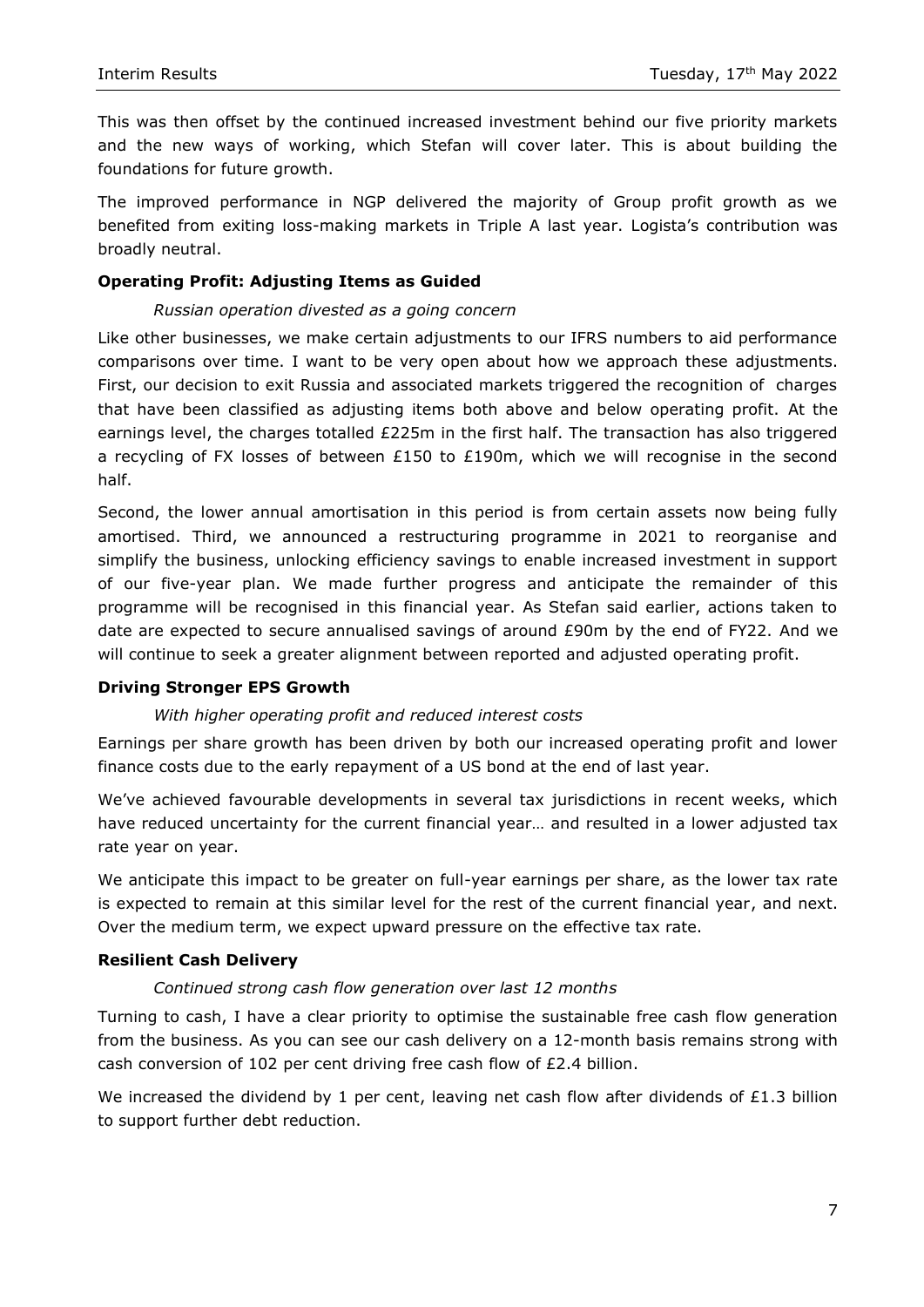This was then offset by the continued increased investment behind our five priority markets and the new ways of working, which Stefan will cover later. This is about building the foundations for future growth.

The improved performance in NGP delivered the majority of Group profit growth as we benefited from exiting loss-making markets in Triple A last year. Logista's contribution was broadly neutral.

**Operating Profit: Adjusting Items as Guided**

*Russian operation divested as a going concern*

Like other businesses, we make certain adjustments to our IFRS numbers to aid performance comparisons over time. I want to be very open about how we approach these adjustments. First, our decision to exit Russia and associated markets triggered the recognition of charges that have been classified as adjusting items both above and below operating profit. At the earnings level, the charges totalled £225m in the first half. The transaction has also triggered a recycling of FX losses of between £150 to £190m, which we will recognise in the second half.

Second, the lower annual amortisation in this period is from certain assets now being fully amortised. Third, we announced a restructuring programme in 2021 to reorganise and simplify the business, unlocking efficiency savings to enable increased investment in support of our five-year plan. We made further progress and anticipate the remainder of this programme will be recognised in this financial year. As Stefan said earlier, actions taken to date are expected to secure annualised savings of around £90m by the end of FY22. And we will continue to seek a greater alignment between reported and adjusted operating profit.

**Driving Stronger EPS Growth**

*With higher operating profit and reduced interest costs*

Earnings per share growth has been driven by both our increased operating profit and lower finance costs due to the early repayment of a US bond at the end of last year.

We've achieved favourable developments in several tax jurisdictions in recent weeks, which have reduced uncertainty for the current financial year… and resulted in a lower adjusted tax rate year on year.

We anticipate this impact to be greater on full-year earnings per share, as the lower tax rate is expected to remain at this similar level for the rest of the current financial year, and next. Over the medium term, we expect upward pressure on the effective tax rate.

**Resilient Cash Delivery**

*Continued strong cash flow generation over last 12 months*

Turning to cash, I have a clear priority to optimise the sustainable free cash flow generation from the business. As you can see our cash delivery on a 12-month basis remains strong with cash conversion of 102 per cent driving free cash flow of £2.4 billion.

We increased the dividend by 1 per cent, leaving net cash flow after dividends of £1.3 billion to support further debt reduction.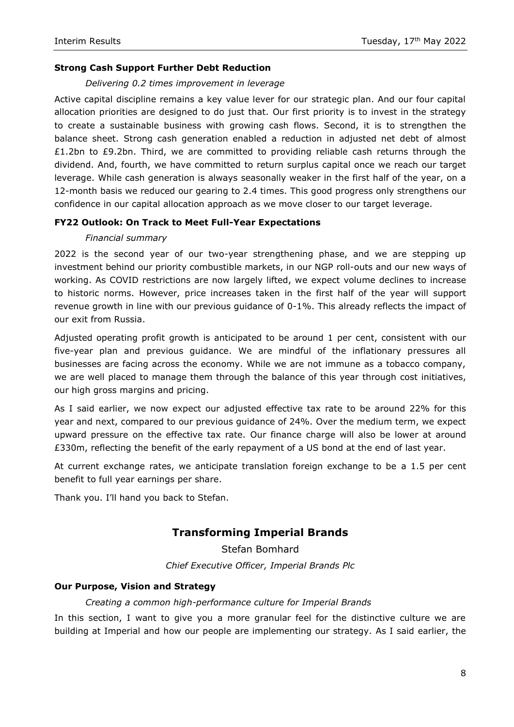**Strong Cash Support Further Debt Reduction**

*Delivering 0.2 times improvement in leverage*

Active capital discipline remains a key value lever for our strategic plan. And our four capital allocation priorities are designed to do just that. Our first priority is to invest in the strategy to create a sustainable business with growing cash flows. Second, it is to strengthen the balance sheet. Strong cash generation enabled a reduction in adjusted net debt of almost £1.2bn to £9.2bn. Third, we are committed to providing reliable cash returns through the dividend. And, fourth, we have committed to return surplus capital once we reach our target leverage. While cash generation is always seasonally weaker in the first half of the year, on a 12-month basis we reduced our gearing to 2.4 times. This good progress only strengthens our confidence in our capital allocation approach as we move closer to our target leverage.

**FY22 Outlook: On Track to Meet Full-Year Expectations**

*Financial summary*

2022 is the second year of our two-year strengthening phase, and we are stepping up investment behind our priority combustible markets, in our NGP roll-outs and our new ways of working. As COVID restrictions are now largely lifted, we expect volume declines to increase to historic norms. However, price increases taken in the first half of the year will support revenue growth in line with our previous guidance of 0-1%. This already reflects the impact of our exit from Russia.

Adjusted operating profit growth is anticipated to be around 1 per cent, consistent with our five-year plan and previous guidance. We are mindful of the inflationary pressures all businesses are facing across the economy. While we are not immune as a tobacco company, we are well placed to manage them through the balance of this year through cost initiatives, our high gross margins and pricing.

As I said earlier, we now expect our adjusted effective tax rate to be around 22% for this year and next, compared to our previous guidance of 24%. Over the medium term, we expect upward pressure on the effective tax rate. Our finance charge will also be lower at around £330m, reflecting the benefit of the early repayment of a US bond at the end of last year.

At current exchange rates, we anticipate translation foreign exchange to be a 1.5 per cent benefit to full year earnings per share.

Thank you. I'll hand you back to Stefan.

## Transforming Imperial Brands

Stefan Bomhard

*Chief Executive Officer, Imperial Brands Plc*

**Our Purpose, Vision and Strategy**

*Creating a common high-performance culture for Imperial Brands*

In this section, I want to give you a more granular feel for the distinctive culture we are building at Imperial and how our people are implementing our strategy. As I said earlier, the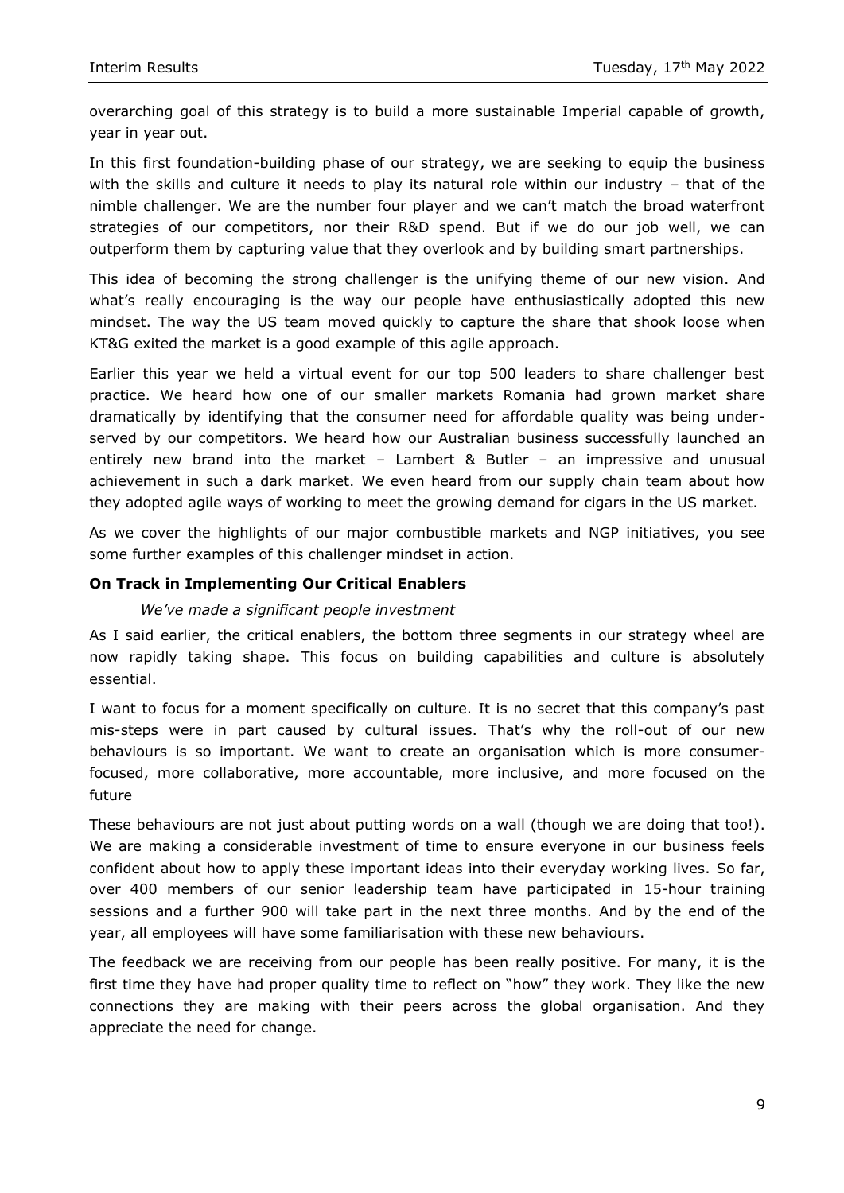overarching goal of this strategy is to build a more sustainable Imperial capable of growth, year in year out.

In this first foundation-building phase of our strategy, we are seeking to equip the business with the skills and culture it needs to play its natural role within our industry – that of the nimble challenger. We are the number four player and we can't match the broad waterfront strategies of our competitors, nor their R&D spend. But if we do our job well, we can outperform them by capturing value that they overlook and by building smart partnerships.

This idea of becoming the strong challenger is the unifying theme of our new vision. And what's really encouraging is the way our people have enthusiastically adopted this new mindset. The way the US team moved quickly to capture the share that shook loose when KT&G exited the market is a good example of this agile approach.

Earlier this year we held a virtual event for our top 500 leaders to share challenger best practice. We heard how one of our smaller markets Romania had grown market share dramatically by identifying that the consumer need for affordable quality was being under-served by our competitors. We heard how our Australian business successfully launched an entirely new brand into the market – Lambert & Butler – an impressive and unusual achievement in such a dark market. We even heard from our supply chain team about how they adopted agile ways of working to meet the growing demand for cigars in the US market.

As we cover the highlights of our major combustible markets and NGP initiatives, you see some further examples of this challenger mindset in action.

**On Track in Implementing Our Critical Enablers**

*We've made a significant people investment*

As I said earlier, the critical enablers, the bottom three segments in our strategy wheel are now rapidly taking shape. This focus on building capabilities and culture is absolutely essential.

I want to focus for a moment specifically on culture. It is no secret that this company's past mis-steps were in part caused by cultural issues. That's why the roll-out of our new behaviours is so important. We want to create an organisation which is more consumer-focused, more collaborative, more accountable, more inclusive, and more focused on the future

These behaviours are not just about putting words on a wall (though we are doing that too!). We are making a considerable investment of time to ensure everyone in our business feels confident about how to apply these important ideas into their everyday working lives. So far, over 400 members of our senior leadership team have participated in 15-hour training sessions and a further 900 will take part in the next three months. And by the end of the year, all employees will have some familiarisation with these new behaviours.

The feedback we are receiving from our people has been really positive. For many, it is the first time they have had proper quality time to reflect on "how" they work. They like the new connections they are making with their peers across the global organisation. And they appreciate the need for change.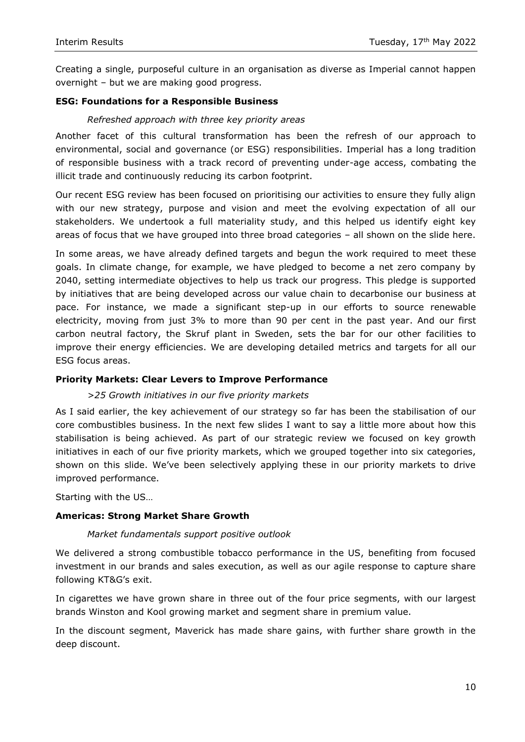Creating a single, purposeful culture in an organisation as diverse as Imperial cannot happen overnight – but we are making good progress.

**ESG: Foundations for a Responsible Business**

*Refreshed approach with three key priority areas*

Another facet of this cultural transformation has been the refresh of our approach to environmental, social and governance (or ESG) responsibilities. Imperial has a long tradition of responsible business with a track record of preventing under-age access, combating the illicit trade and continuously reducing its carbon footprint.

Our recent ESG review has been focused on prioritising our activities to ensure they fully align with our new strategy, purpose and vision and meet the evolving expectation of all our stakeholders. We undertook a full materiality study, and this helped us identify eight key areas of focus that we have grouped into three broad categories – all shown on the slide here.

In some areas, we have already defined targets and begun the work required to meet these goals. In climate change, for example, we have pledged to become a net zero company by 2040, setting intermediate objectives to help us track our progress. This pledge is supported by initiatives that are being developed across our value chain to decarbonise our business at pace. For instance, we made a significant step-up in our efforts to source renewable electricity, moving from just 3% to more than 90 per cent in the past year. And our first carbon neutral factory, the Skruf plant in Sweden, sets the bar for our other facilities to improve their energy efficiencies. We are developing detailed metrics and targets for all our ESG focus areas.

**Priority Markets: Clear Levers to Improve Performance**

*>25 Growth initiatives in our five priority markets*

As I said earlier, the key achievement of our strategy so far has been the stabilisation of our core combustibles business. In the next few slides I want to say a little more about how this stabilisation is being achieved. As part of our strategic review we focused on key growth initiatives in each of our five priority markets, which we grouped together into six categories, shown on this slide. We've been selectively applying these in our priority markets to drive improved performance.

Starting with the US…

**Americas: Strong Market Share Growth**

*Market fundamentals support positive outlook*

We delivered a strong combustible tobacco performance in the US, benefiting from focused investment in our brands and sales execution, as well as our agile response to capture share following KT&G's exit.

In cigarettes we have grown share in three out of the four price segments, with our largest brands Winston and Kool growing market and segment share in premium value.

In the discount segment, Maverick has made share gains, with further share growth in the deep discount.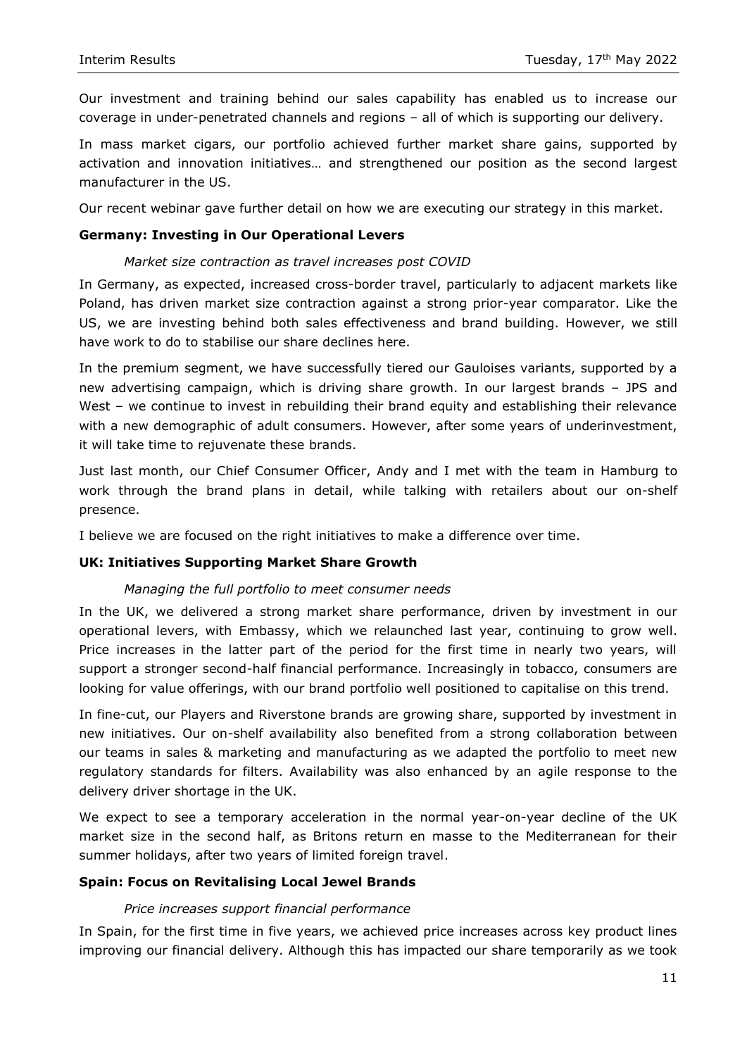Our investment and training behind our sales capability has enabled us to increase our coverage in under-penetrated channels and regions – all of which is supporting our delivery.

In mass market cigars, our portfolio achieved further market share gains, supported by activation and innovation initiatives… and strengthened our position as the second largest manufacturer in the US.

Our recent webinar gave further detail on how we are executing our strategy in this market.

**Germany: Investing in Our Operational Levers**

*Market size contraction as travel increases post COVID*

In Germany, as expected, increased cross-border travel, particularly to adjacent markets like Poland, has driven market size contraction against a strong prior-year comparator. Like the US, we are investing behind both sales effectiveness and brand building. However, we still have work to do to stabilise our share declines here.

In the premium segment, we have successfully tiered our Gauloises variants, supported by a new advertising campaign, which is driving share growth. In our largest brands – JPS and West – we continue to invest in rebuilding their brand equity and establishing their relevance with a new demographic of adult consumers. However, after some years of underinvestment, it will take time to rejuvenate these brands.

Just last month, our Chief Consumer Officer, Andy and I met with the team in Hamburg to work through the brand plans in detail, while talking with retailers about our on-shelf presence.

I believe we are focused on the right initiatives to make a difference over time.

**UK: Initiatives Supporting Market Share Growth**

*Managing the full portfolio to meet consumer needs*

In the UK, we delivered a strong market share performance, driven by investment in our operational levers, with Embassy, which we relaunched last year, continuing to grow well. Price increases in the latter part of the period for the first time in nearly two years, will support a stronger second-half financial performance. Increasingly in tobacco, consumers are looking for value offerings, with our brand portfolio well positioned to capitalise on this trend.

In fine-cut, our Players and Riverstone brands are growing share, supported by investment in new initiatives. Our on-shelf availability also benefited from a strong collaboration between our teams in sales & marketing and manufacturing as we adapted the portfolio to meet new regulatory standards for filters. Availability was also enhanced by an agile response to the delivery driver shortage in the UK.

We expect to see a temporary acceleration in the normal year-on-year decline of the UK market size in the second half, as Britons return en masse to the Mediterranean for their summer holidays, after two years of limited foreign travel.

**Spain: Focus on Revitalising Local Jewel Brands**

*Price increases support financial performance*

In Spain, for the first time in five years, we achieved price increases across key product lines improving our financial delivery. Although this has impacted our share temporarily as we took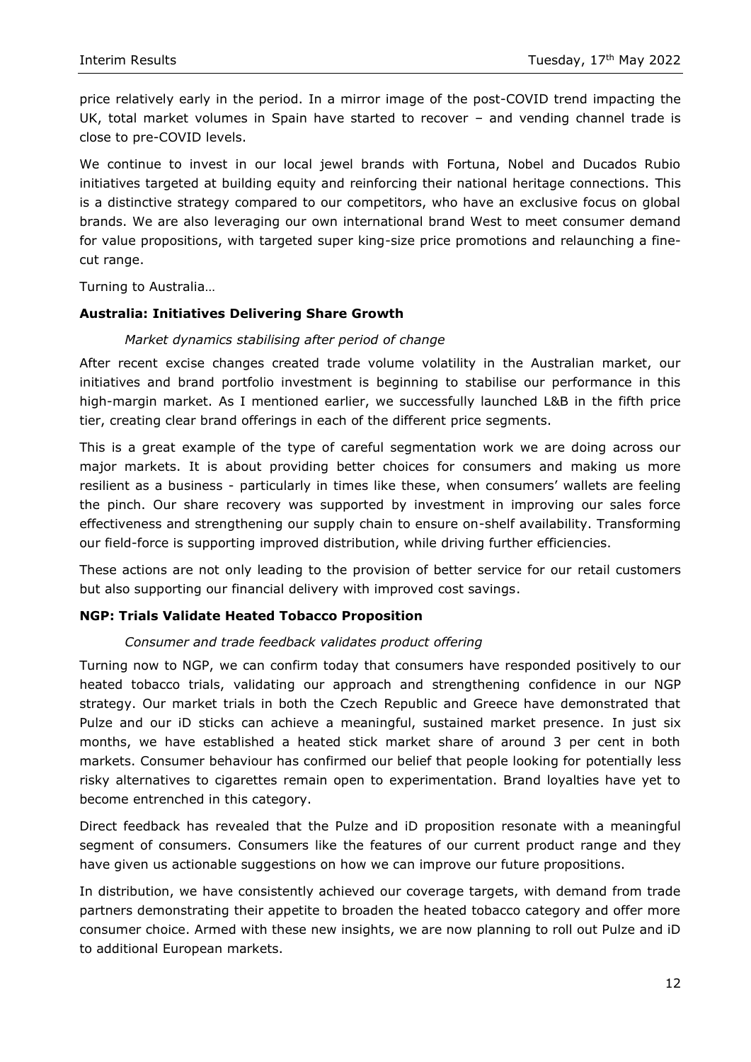price relatively early in the period. In a mirror image of the post-COVID trend impacting the UK, total market volumes in Spain have started to recover – and vending channel trade is close to pre-COVID levels.

We continue to invest in our local jewel brands with Fortuna, Nobel and Ducados Rubio initiatives targeted at building equity and reinforcing their national heritage connections. This is a distinctive strategy compared to our competitors, who have an exclusive focus on global brands. We are also leveraging our own international brand West to meet consumer demand for value propositions, with targeted super king-size price promotions and relaunching a fine-cut range.

Turning to Australia…

**Australia: Initiatives Delivering Share Growth**

*Market dynamics stabilising after period of change*

After recent excise changes created trade volume volatility in the Australian market, our initiatives and brand portfolio investment is beginning to stabilise our performance in this high-margin market. As I mentioned earlier, we successfully launched L&B in the fifth price tier, creating clear brand offerings in each of the different price segments.

This is a great example of the type of careful segmentation work we are doing across our major markets. It is about providing better choices for consumers and making us more resilient as a business - particularly in times like these, when consumers' wallets are feeling the pinch. Our share recovery was supported by investment in improving our sales force effectiveness and strengthening our supply chain to ensure on-shelf availability. Transforming our field-force is supporting improved distribution, while driving further efficiencies.

These actions are not only leading to the provision of better service for our retail customers but also supporting our financial delivery with improved cost savings.

**NGP: Trials Validate Heated Tobacco Proposition**

*Consumer and trade feedback validates product offering*

Turning now to NGP, we can confirm today that consumers have responded positively to our heated tobacco trials, validating our approach and strengthening confidence in our NGP strategy. Our market trials in both the Czech Republic and Greece have demonstrated that Pulze and our iD sticks can achieve a meaningful, sustained market presence. In just six months, we have established a heated stick market share of around 3 per cent in both markets. Consumer behaviour has confirmed our belief that people looking for potentially less risky alternatives to cigarettes remain open to experimentation. Brand loyalties have yet to become entrenched in this category.

Direct feedback has revealed that the Pulze and iD proposition resonate with a meaningful segment of consumers. Consumers like the features of our current product range and they have given us actionable suggestions on how we can improve our future propositions.

In distribution, we have consistently achieved our coverage targets, with demand from trade partners demonstrating their appetite to broaden the heated tobacco category and offer more consumer choice. Armed with these new insights, we are now planning to roll out Pulze and iD to additional European markets.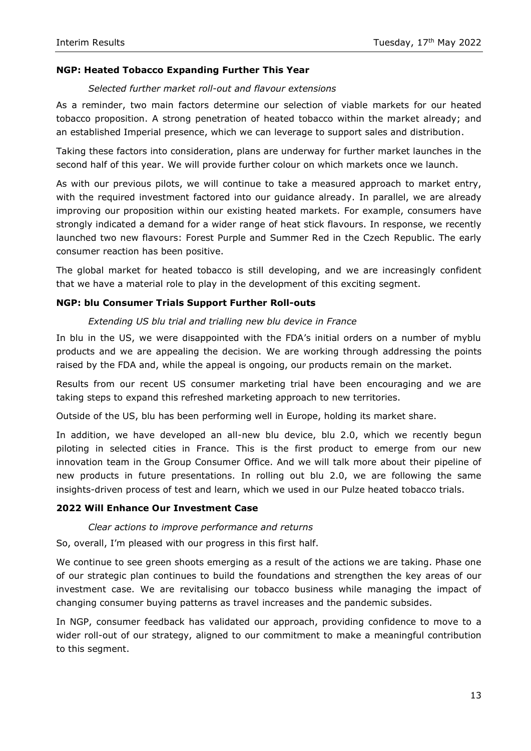**NGP: Heated Tobacco Expanding Further This Year**

*Selected further market roll-out and flavour extensions*

As a reminder, two main factors determine our selection of viable markets for our heated tobacco proposition. A strong penetration of heated tobacco within the market already; and an established Imperial presence, which we can leverage to support sales and distribution.

Taking these factors into consideration, plans are underway for further market launches in the second half of this year. We will provide further colour on which markets once we launch.

As with our previous pilots, we will continue to take a measured approach to market entry, with the required investment factored into our guidance already. In parallel, we are already improving our proposition within our existing heated markets. For example, consumers have strongly indicated a demand for a wider range of heat stick flavours. In response, we recently launched two new flavours: Forest Purple and Summer Red in the Czech Republic. The early consumer reaction has been positive.

The global market for heated tobacco is still developing, and we are increasingly confident that we have a material role to play in the development of this exciting segment.

**NGP: blu Consumer Trials Support Further Roll-outs**

*Extending US blu trial and trialling new blu device in France*

In blu in the US, we were disappointed with the FDA's initial orders on a number of myblu products and we are appealing the decision. We are working through addressing the points raised by the FDA and, while the appeal is ongoing, our products remain on the market.

Results from our recent US consumer marketing trial have been encouraging and we are taking steps to expand this refreshed marketing approach to new territories.

Outside of the US, blu has been performing well in Europe, holding its market share.

In addition, we have developed an all-new blu device, blu 2.0, which we recently begun piloting in selected cities in France. This is the first product to emerge from our new innovation team in the Group Consumer Office. And we will talk more about their pipeline of new products in future presentations. In rolling out blu 2.0, we are following the same insights-driven process of test and learn, which we used in our Pulze heated tobacco trials.

**2022 Will Enhance Our Investment Case**

*Clear actions to improve performance and returns*

So, overall, I'm pleased with our progress in this first half.

We continue to see green shoots emerging as a result of the actions we are taking. Phase one of our strategic plan continues to build the foundations and strengthen the key areas of our investment case. We are revitalising our tobacco business while managing the impact of changing consumer buying patterns as travel increases and the pandemic subsides.

In NGP, consumer feedback has validated our approach, providing confidence to move to a wider roll-out of our strategy, aligned to our commitment to make a meaningful contribution to this segment.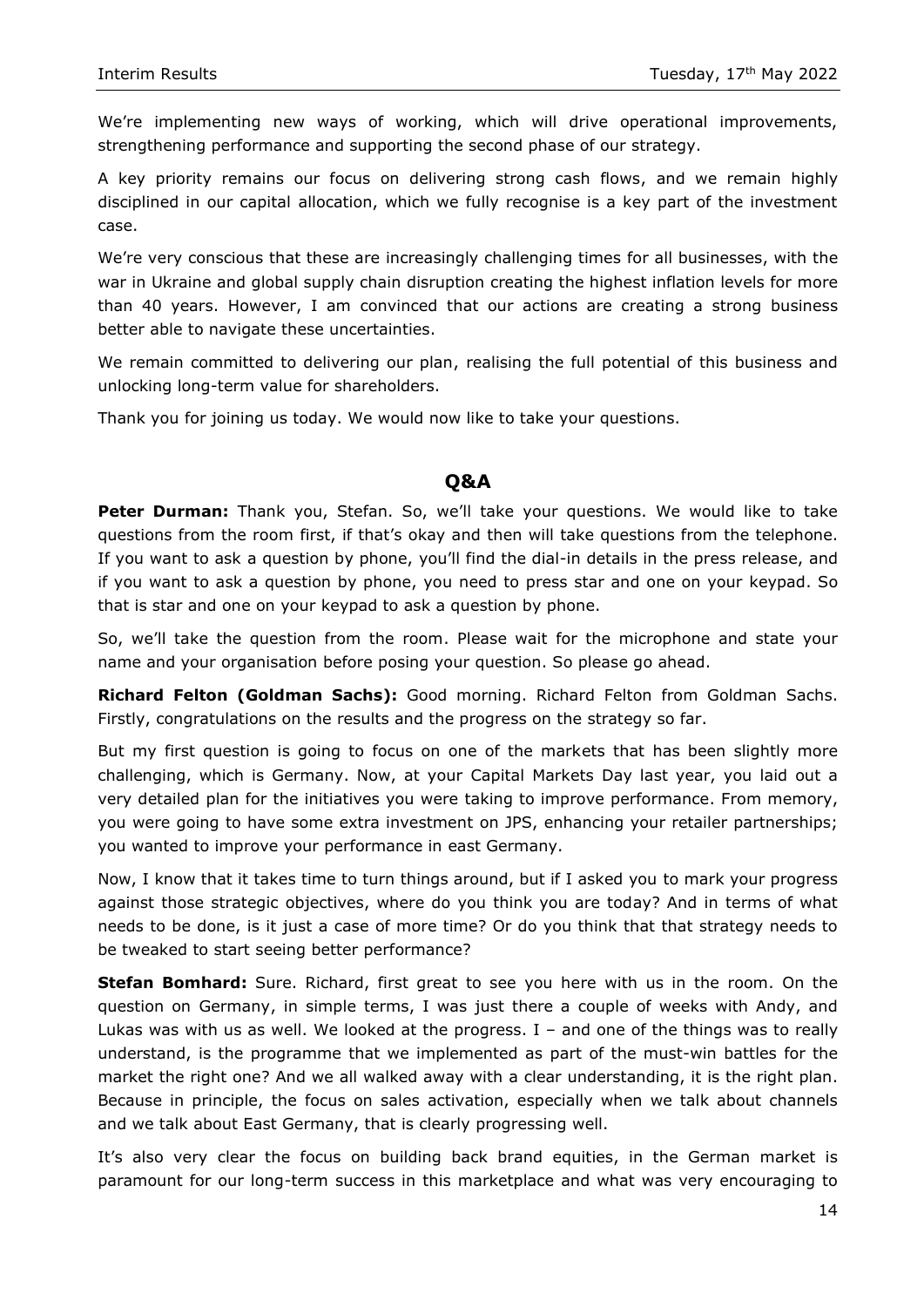We're implementing new ways of working, which will drive operational improvements, strengthening performance and supporting the second phase of our strategy.

A key priority remains our focus on delivering strong cash flows, and we remain highly disciplined in our capital allocation, which we fully recognise is a key part of the investment case.

We're very conscious that these are increasingly challenging times for all businesses, with the war in Ukraine and global supply chain disruption creating the highest inflation levels for more than 40 years. However, I am convinced that our actions are creating a strong business better able to navigate these uncertainties.

We remain committed to delivering our plan, realising the full potential of this business and unlocking long-term value for shareholders.

Thank you for joining us today. We would now like to take your questions.

## Q&A

**Peter Durman:** Thank you, Stefan. So, we'll take your questions. We would like to take questions from the room first, if that's okay and then will take questions from the telephone. If you want to ask a question by phone, you'll find the dial-in details in the press release, and if you want to ask a question by phone, you need to press star and one on your keypad. So that is star and one on your keypad to ask a question by phone.

So, we'll take the question from the room. Please wait for the microphone and state your name and your organisation before posing your question. So please go ahead.

**Richard Felton (Goldman Sachs):** Good morning. Richard Felton from Goldman Sachs. Firstly, congratulations on the results and the progress on the strategy so far.

But my first question is going to focus on one of the markets that has been slightly more challenging, which is Germany. Now, at your Capital Markets Day last year, you laid out a very detailed plan for the initiatives you were taking to improve performance. From memory, you were going to have some extra investment on JPS, enhancing your retailer partnerships; you wanted to improve your performance in east Germany.

Now, I know that it takes time to turn things around, but if I asked you to mark your progress against those strategic objectives, where do you think you are today? And in terms of what needs to be done, is it just a case of more time? Or do you think that that strategy needs to be tweaked to start seeing better performance?

**Stefan Bomhard:** Sure. Richard, first great to see you here with us in the room. On the question on Germany, in simple terms, I was just there a couple of weeks with Andy, and Lukas was with us as well. We looked at the progress. I – and one of the things was to really understand, is the programme that we implemented as part of the must-win battles for the market the right one? And we all walked away with a clear understanding, it is the right plan. Because in principle, the focus on sales activation, especially when we talk about channels and we talk about East Germany, that is clearly progressing well.

It's also very clear the focus on building back brand equities, in the German market is paramount for our long-term success in this marketplace and what was very encouraging to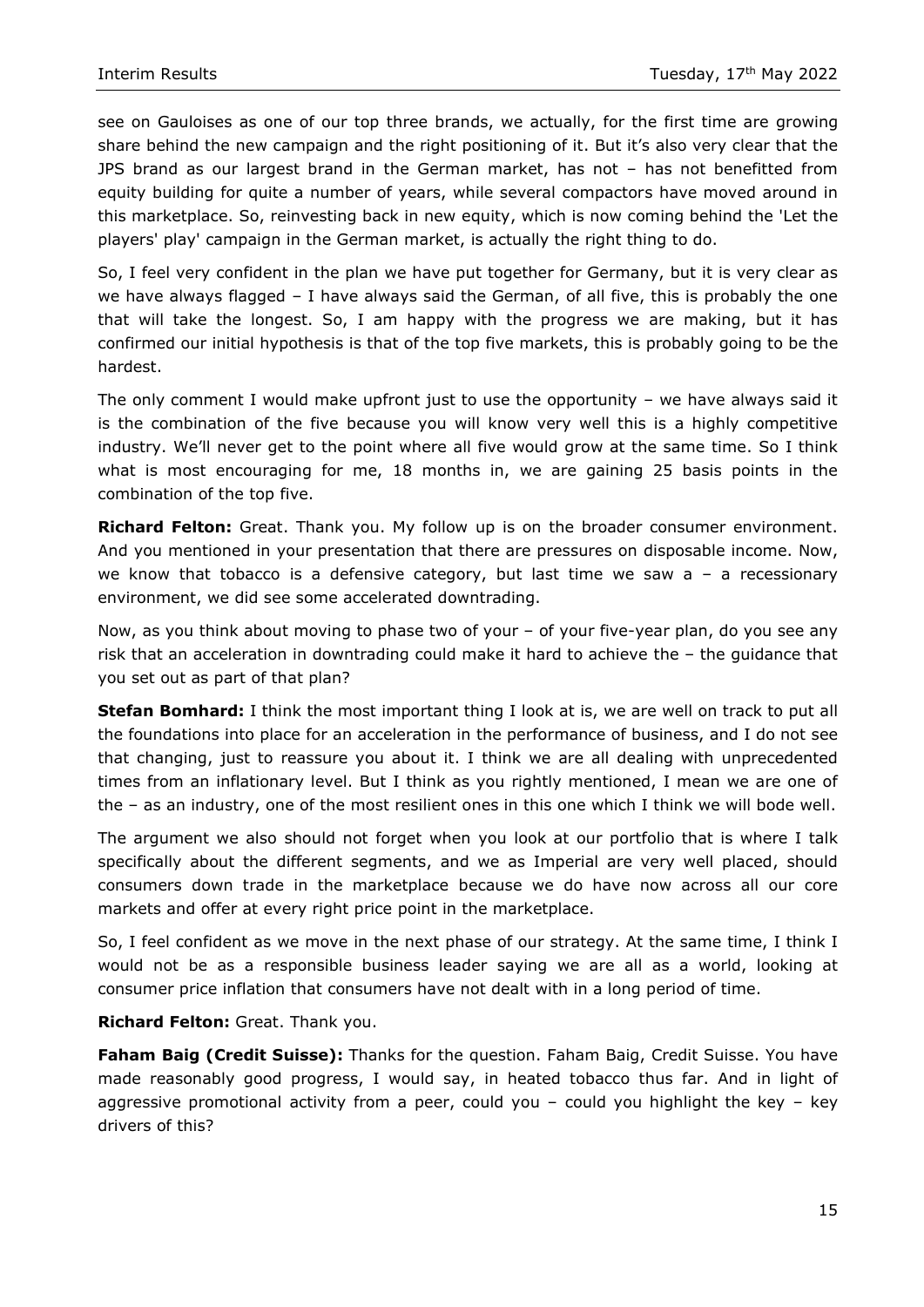see on Gauloises as one of our top three brands, we actually, for the first time are growing share behind the new campaign and the right positioning of it. But it's also very clear that the JPS brand as our largest brand in the German market, has not – has not benefitted from equity building for quite a number of years, while several compactors have moved around in this marketplace. So, reinvesting back in new equity, which is now coming behind the 'Let the players' play' campaign in the German market, is actually the right thing to do.

So, I feel very confident in the plan we have put together for Germany, but it is very clear as we have always flagged – I have always said the German, of all five, this is probably the one that will take the longest. So, I am happy with the progress we are making, but it has confirmed our initial hypothesis is that of the top five markets, this is probably going to be the hardest.

The only comment I would make upfront just to use the opportunity – we have always said it is the combination of the five because you will know very well this is a highly competitive industry. We'll never get to the point where all five would grow at the same time. So I think what is most encouraging for me, 18 months in, we are gaining 25 basis points in the combination of the top five.

**Richard Felton:** Great. Thank you. My follow up is on the broader consumer environment. And you mentioned in your presentation that there are pressures on disposable income. Now, we know that tobacco is a defensive category, but last time we saw a – a recessionary environment, we did see some accelerated downtrading.

Now, as you think about moving to phase two of your – of your five-year plan, do you see any risk that an acceleration in downtrading could make it hard to achieve the – the guidance that you set out as part of that plan?

**Stefan Bomhard:** I think the most important thing I look at is, we are well on track to put all the foundations into place for an acceleration in the performance of business, and I do not see that changing, just to reassure you about it. I think we are all dealing with unprecedented times from an inflationary level. But I think as you rightly mentioned, I mean we are one of the – as an industry, one of the most resilient ones in this one which I think we will bode well.

The argument we also should not forget when you look at our portfolio that is where I talk specifically about the different segments, and we as Imperial are very well placed, should consumers down trade in the marketplace because we do have now across all our core markets and offer at every right price point in the marketplace.

So, I feel confident as we move in the next phase of our strategy. At the same time, I think I would not be as a responsible business leader saying we are all as a world, looking at consumer price inflation that consumers have not dealt with in a long period of time.

**Richard Felton:** Great. Thank you.

**Faham Baig (Credit Suisse):** Thanks for the question. Faham Baig, Credit Suisse. You have made reasonably good progress, I would say, in heated tobacco thus far. And in light of aggressive promotional activity from a peer, could you – could you highlight the key – key drivers of this?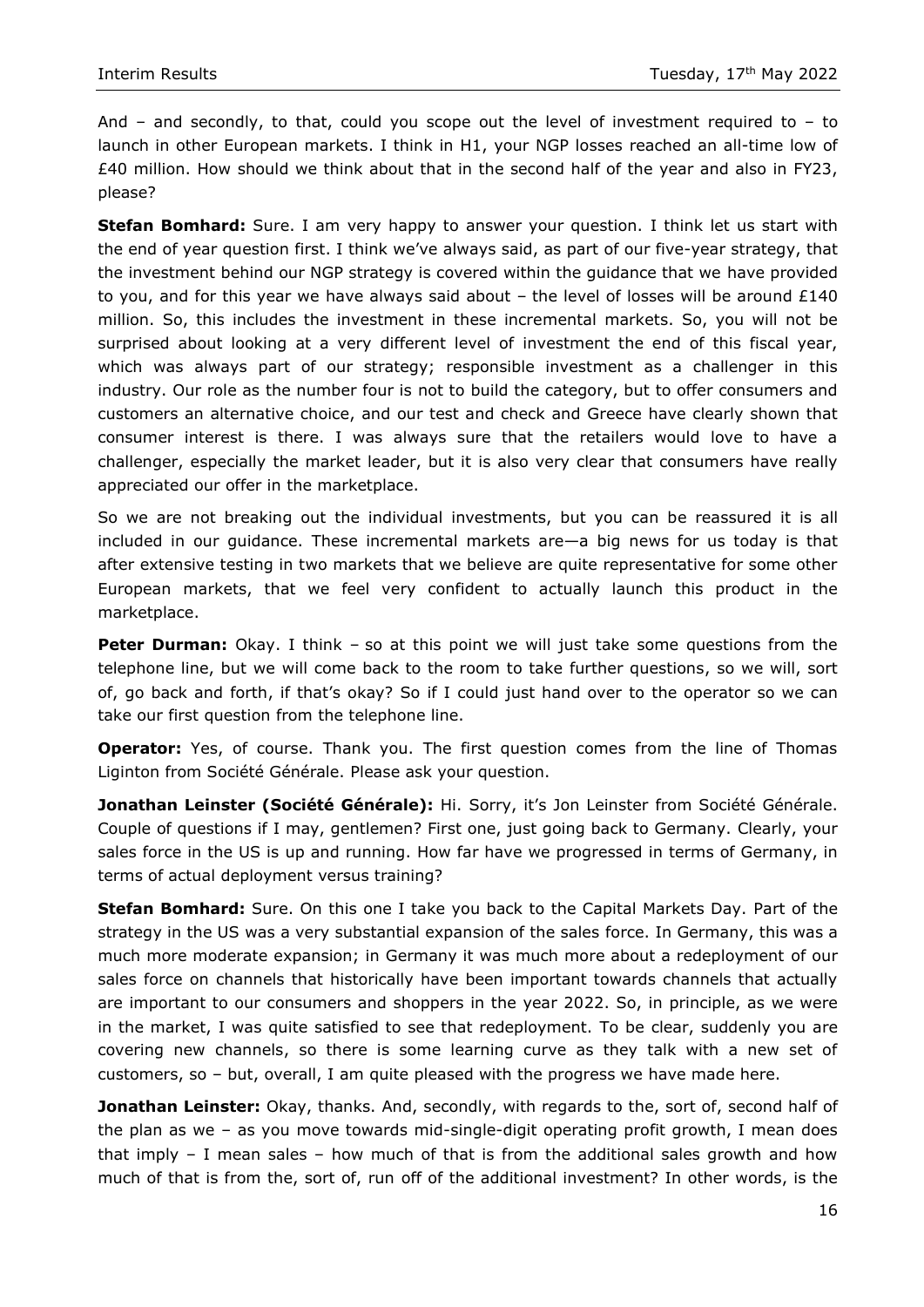And – and secondly, to that, could you scope out the level of investment required to – to launch in other European markets. I think in H1, your NGP losses reached an all-time low of £40 million. How should we think about that in the second half of the year and also in FY23, please?

**Stefan Bomhard:** Sure. I am very happy to answer your question. I think let us start with the end of year question first. I think we've always said, as part of our five-year strategy, that the investment behind our NGP strategy is covered within the guidance that we have provided to you, and for this year we have always said about – the level of losses will be around £140 million. So, this includes the investment in these incremental markets. So, you will not be surprised about looking at a very different level of investment the end of this fiscal year, which was always part of our strategy; responsible investment as a challenger in this industry. Our role as the number four is not to build the category, but to offer consumers and customers an alternative choice, and our test and check and Greece have clearly shown that consumer interest is there. I was always sure that the retailers would love to have a challenger, especially the market leader, but it is also very clear that consumers have really appreciated our offer in the marketplace.

So we are not breaking out the individual investments, but you can be reassured it is all included in our guidance. These incremental markets are—a big news for us today is that after extensive testing in two markets that we believe are quite representative for some other European markets, that we feel very confident to actually launch this product in the marketplace.

**Peter Durman:** Okay. I think – so at this point we will just take some questions from the telephone line, but we will come back to the room to take further questions, so we will, sort of, go back and forth, if that's okay? So if I could just hand over to the operator so we can take our first question from the telephone line.

**Operator:** Yes, of course. Thank you. The first question comes from the line of Thomas Liginton from Société Générale. Please ask your question.

**Jonathan Leinster (Société Générale):** Hi. Sorry, it's Jon Leinster from Société Générale. Couple of questions if I may, gentlemen? First one, just going back to Germany. Clearly, your sales force in the US is up and running. How far have we progressed in terms of Germany, in terms of actual deployment versus training?

**Stefan Bomhard:** Sure. On this one I take you back to the Capital Markets Day. Part of the strategy in the US was a very substantial expansion of the sales force. In Germany, this was a much more moderate expansion; in Germany it was much more about a redeployment of our sales force on channels that historically have been important towards channels that actually are important to our consumers and shoppers in the year 2022. So, in principle, as we were in the market, I was quite satisfied to see that redeployment. To be clear, suddenly you are covering new channels, so there is some learning curve as they talk with a new set of customers, so – but, overall, I am quite pleased with the progress we have made here.

**Jonathan Leinster:** Okay, thanks. And, secondly, with regards to the, sort of, second half of the plan as we – as you move towards mid-single-digit operating profit growth, I mean does that imply – I mean sales – how much of that is from the additional sales growth and how much of that is from the, sort of, run off of the additional investment? In other words, is the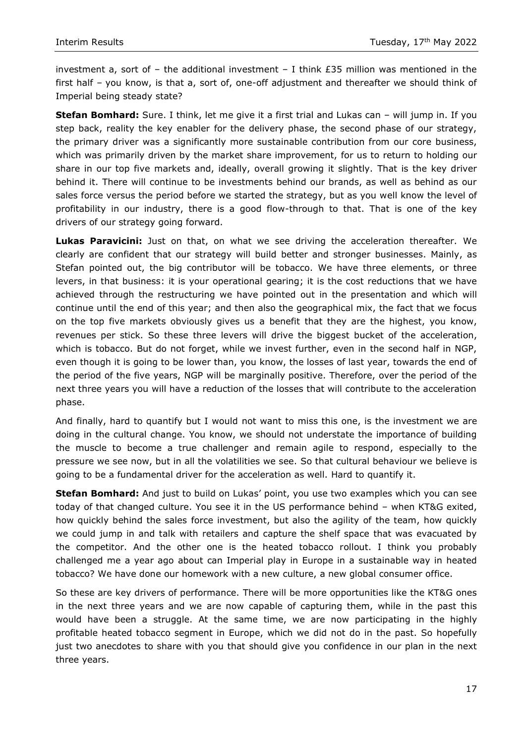investment a, sort of – the additional investment – I think £35 million was mentioned in the first half – you know, is that a, sort of, one-off adjustment and thereafter we should think of Imperial being steady state?

**Stefan Bomhard:** Sure. I think, let me give it a first trial and Lukas can – will jump in. If you step back, reality the key enabler for the delivery phase, the second phase of our strategy, the primary driver was a significantly more sustainable contribution from our core business, which was primarily driven by the market share improvement, for us to return to holding our share in our top five markets and, ideally, overall growing it slightly. That is the key driver behind it. There will continue to be investments behind our brands, as well as behind as our sales force versus the period before we started the strategy, but as you well know the level of profitability in our industry, there is a good flow-through to that. That is one of the key drivers of our strategy going forward.

**Lukas Paravicini:** Just on that, on what we see driving the acceleration thereafter. We clearly are confident that our strategy will build better and stronger businesses. Mainly, as Stefan pointed out, the big contributor will be tobacco. We have three elements, or three levers, in that business: it is your operational gearing; it is the cost reductions that we have achieved through the restructuring we have pointed out in the presentation and which will continue until the end of this year; and then also the geographical mix, the fact that we focus on the top five markets obviously gives us a benefit that they are the highest, you know, revenues per stick. So these three levers will drive the biggest bucket of the acceleration, which is tobacco. But do not forget, while we invest further, even in the second half in NGP, even though it is going to be lower than, you know, the losses of last year, towards the end of the period of the five years, NGP will be marginally positive. Therefore, over the period of the next three years you will have a reduction of the losses that will contribute to the acceleration phase.

And finally, hard to quantify but I would not want to miss this one, is the investment we are doing in the cultural change. You know, we should not understate the importance of building the muscle to become a true challenger and remain agile to respond, especially to the pressure we see now, but in all the volatilities we see. So that cultural behaviour we believe is going to be a fundamental driver for the acceleration as well. Hard to quantify it.

**Stefan Bomhard:** And just to build on Lukas' point, you use two examples which you can see today of that changed culture. You see it in the US performance behind – when KT&G exited, how quickly behind the sales force investment, but also the agility of the team, how quickly we could jump in and talk with retailers and capture the shelf space that was evacuated by the competitor. And the other one is the heated tobacco rollout. I think you probably challenged me a year ago about can Imperial play in Europe in a sustainable way in heated tobacco? We have done our homework with a new culture, a new global consumer office.

So these are key drivers of performance. There will be more opportunities like the KT&G ones in the next three years and we are now capable of capturing them, while in the past this would have been a struggle. At the same time, we are now participating in the highly profitable heated tobacco segment in Europe, which we did not do in the past. So hopefully just two anecdotes to share with you that should give you confidence in our plan in the next three years.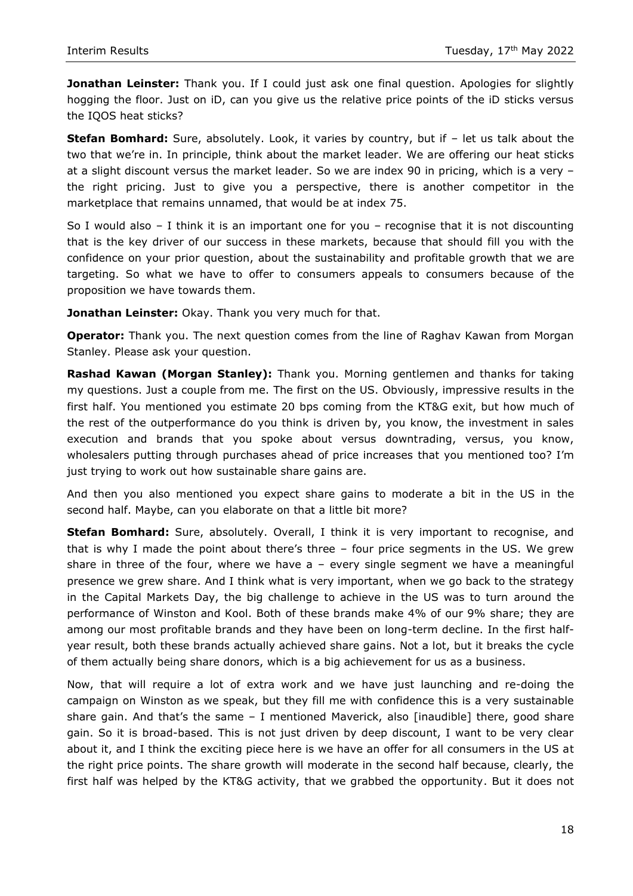**Jonathan Leinster:** Thank you. If I could just ask one final question. Apologies for slightly hogging the floor. Just on iD, can you give us the relative price points of the iD sticks versus the IQOS heat sticks?

**Stefan Bomhard:** Sure, absolutely. Look, it varies by country, but if – let us talk about the two that we're in. In principle, think about the market leader. We are offering our heat sticks at a slight discount versus the market leader. So we are index 90 in pricing, which is a very – the right pricing. Just to give you a perspective, there is another competitor in the marketplace that remains unnamed, that would be at index 75.

So I would also – I think it is an important one for you – recognise that it is not discounting that is the key driver of our success in these markets, because that should fill you with the confidence on your prior question, about the sustainability and profitable growth that we are targeting. So what we have to offer to consumers appeals to consumers because of the proposition we have towards them.

**Jonathan Leinster:** Okay. Thank you very much for that.

**Operator:** Thank you. The next question comes from the line of Raghav Kawan from Morgan Stanley. Please ask your question.

**Rashad Kawan (Morgan Stanley):** Thank you. Morning gentlemen and thanks for taking my questions. Just a couple from me. The first on the US. Obviously, impressive results in the first half. You mentioned you estimate 20 bps coming from the KT&G exit, but how much of the rest of the outperformance do you think is driven by, you know, the investment in sales execution and brands that you spoke about versus downtrading, versus, you know, wholesalers putting through purchases ahead of price increases that you mentioned too? I'm just trying to work out how sustainable share gains are.

And then you also mentioned you expect share gains to moderate a bit in the US in the second half. Maybe, can you elaborate on that a little bit more?

**Stefan Bomhard:** Sure, absolutely. Overall, I think it is very important to recognise, and that is why I made the point about there's three – four price segments in the US. We grew share in three of the four, where we have a – every single segment we have a meaningful presence we grew share. And I think what is very important, when we go back to the strategy in the Capital Markets Day, the big challenge to achieve in the US was to turn around the performance of Winston and Kool. Both of these brands make 4% of our 9% share; they are among our most profitable brands and they have been on long-term decline. In the first half-year result, both these brands actually achieved share gains. Not a lot, but it breaks the cycle of them actually being share donors, which is a big achievement for us as a business.

Now, that will require a lot of extra work and we have just launching and re-doing the campaign on Winston as we speak, but they fill me with confidence this is a very sustainable share gain. And that's the same – I mentioned Maverick, also [inaudible] there, good share gain. So it is broad-based. This is not just driven by deep discount, I want to be very clear about it, and I think the exciting piece here is we have an offer for all consumers in the US at the right price points. The share growth will moderate in the second half because, clearly, the first half was helped by the KT&G activity, that we grabbed the opportunity. But it does not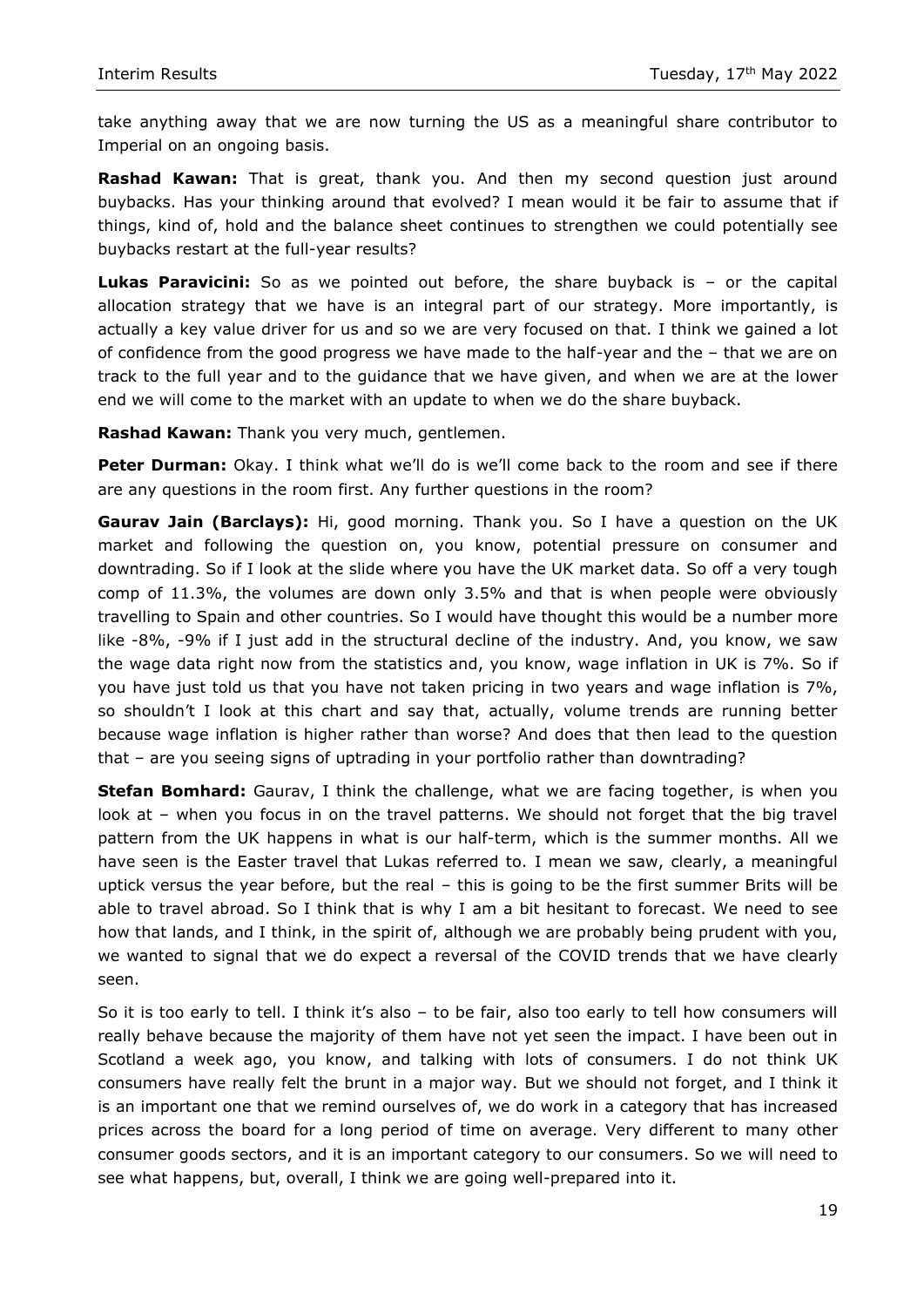take anything away that we are now turning the US as a meaningful share contributor to Imperial on an ongoing basis.

**Rashad Kawan:** That is great, thank you. And then my second question just around buybacks. Has your thinking around that evolved? I mean would it be fair to assume that if things, kind of, hold and the balance sheet continues to strengthen we could potentially see buybacks restart at the full-year results?

**Lukas Paravicini:** So as we pointed out before, the share buyback is – or the capital allocation strategy that we have is an integral part of our strategy. More importantly, is actually a key value driver for us and so we are very focused on that. I think we gained a lot of confidence from the good progress we have made to the half-year and the – that we are on track to the full year and to the guidance that we have given, and when we are at the lower end we will come to the market with an update to when we do the share buyback.

**Rashad Kawan:** Thank you very much, gentlemen.

**Peter Durman:** Okay. I think what we'll do is we'll come back to the room and see if there are any questions in the room first. Any further questions in the room?

**Gaurav Jain (Barclays):** Hi, good morning. Thank you. So I have a question on the UK market and following the question on, you know, potential pressure on consumer and downtrading. So if I look at the slide where you have the UK market data. So off a very tough comp of 11.3%, the volumes are down only 3.5% and that is when people were obviously travelling to Spain and other countries. So I would have thought this would be a number more like -8%, -9% if I just add in the structural decline of the industry. And, you know, we saw the wage data right now from the statistics and, you know, wage inflation in UK is 7%. So if you have just told us that you have not taken pricing in two years and wage inflation is 7%, so shouldn't I look at this chart and say that, actually, volume trends are running better because wage inflation is higher rather than worse? And does that then lead to the question that – are you seeing signs of uptrading in your portfolio rather than downtrading?

**Stefan Bomhard:** Gaurav, I think the challenge, what we are facing together, is when you look at – when you focus in on the travel patterns. We should not forget that the big travel pattern from the UK happens in what is our half-term, which is the summer months. All we have seen is the Easter travel that Lukas referred to. I mean we saw, clearly, a meaningful uptick versus the year before, but the real – this is going to be the first summer Brits will be able to travel abroad. So I think that is why I am a bit hesitant to forecast. We need to see how that lands, and I think, in the spirit of, although we are probably being prudent with you, we wanted to signal that we do expect a reversal of the COVID trends that we have clearly seen.

So it is too early to tell. I think it's also – to be fair, also too early to tell how consumers will really behave because the majority of them have not yet seen the impact. I have been out in Scotland a week ago, you know, and talking with lots of consumers. I do not think UK consumers have really felt the brunt in a major way. But we should not forget, and I think it is an important one that we remind ourselves of, we do work in a category that has increased prices across the board for a long period of time on average. Very different to many other consumer goods sectors, and it is an important category to our consumers. So we will need to see what happens, but, overall, I think we are going well-prepared into it.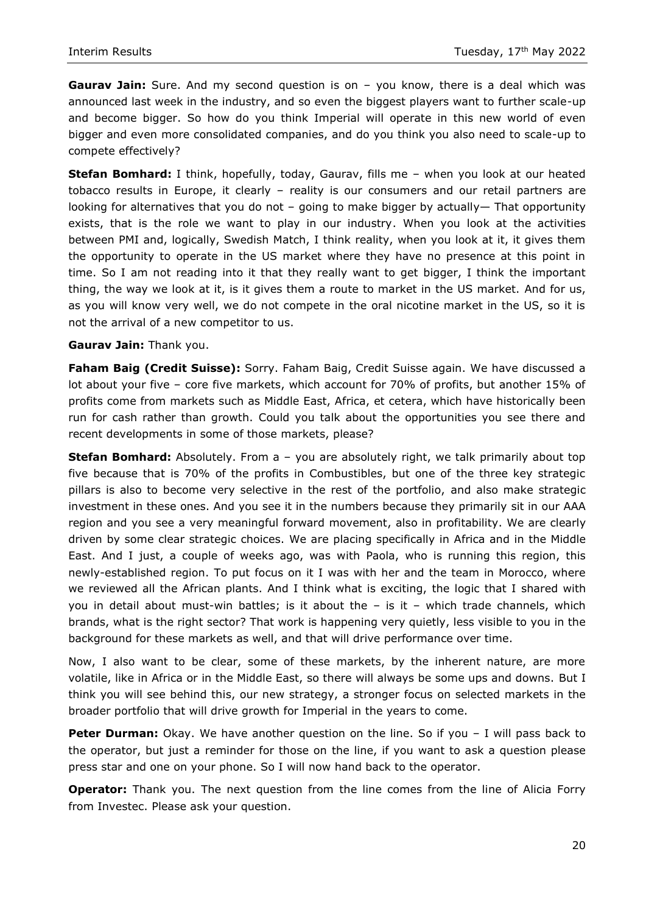**Gaurav Jain:** Sure. And my second question is on – you know, there is a deal which was announced last week in the industry, and so even the biggest players want to further scale-up and become bigger. So how do you think Imperial will operate in this new world of even bigger and even more consolidated companies, and do you think you also need to scale-up to compete effectively?

**Stefan Bomhard:** I think, hopefully, today, Gaurav, fills me – when you look at our heated tobacco results in Europe, it clearly – reality is our consumers and our retail partners are looking for alternatives that you do not – going to make bigger by actually— That opportunity exists, that is the role we want to play in our industry. When you look at the activities between PMI and, logically, Swedish Match, I think reality, when you look at it, it gives them the opportunity to operate in the US market where they have no presence at this point in time. So I am not reading into it that they really want to get bigger, I think the important thing, the way we look at it, is it gives them a route to market in the US market. And for us, as you will know very well, we do not compete in the oral nicotine market in the US, so it is not the arrival of a new competitor to us.

**Gaurav Jain:** Thank you.

**Faham Baig (Credit Suisse):** Sorry. Faham Baig, Credit Suisse again. We have discussed a lot about your five – core five markets, which account for 70% of profits, but another 15% of profits come from markets such as Middle East, Africa, et cetera, which have historically been run for cash rather than growth. Could you talk about the opportunities you see there and recent developments in some of those markets, please?

**Stefan Bomhard:** Absolutely. From a – you are absolutely right, we talk primarily about top five because that is 70% of the profits in Combustibles, but one of the three key strategic pillars is also to become very selective in the rest of the portfolio, and also make strategic investment in these ones. And you see it in the numbers because they primarily sit in our AAA region and you see a very meaningful forward movement, also in profitability. We are clearly driven by some clear strategic choices. We are placing specifically in Africa and in the Middle East. And I just, a couple of weeks ago, was with Paola, who is running this region, this newly-established region. To put focus on it I was with her and the team in Morocco, where we reviewed all the African plants. And I think what is exciting, the logic that I shared with you in detail about must-win battles; is it about the – is it – which trade channels, which brands, what is the right sector? That work is happening very quietly, less visible to you in the background for these markets as well, and that will drive performance over time.

Now, I also want to be clear, some of these markets, by the inherent nature, are more volatile, like in Africa or in the Middle East, so there will always be some ups and downs. But I think you will see behind this, our new strategy, a stronger focus on selected markets in the broader portfolio that will drive growth for Imperial in the years to come.

**Peter Durman:** Okay. We have another question on the line. So if you – I will pass back to the operator, but just a reminder for those on the line, if you want to ask a question please press star and one on your phone. So I will now hand back to the operator.

**Operator:** Thank you. The next question from the line comes from the line of Alicia Forry from Investec. Please ask your question.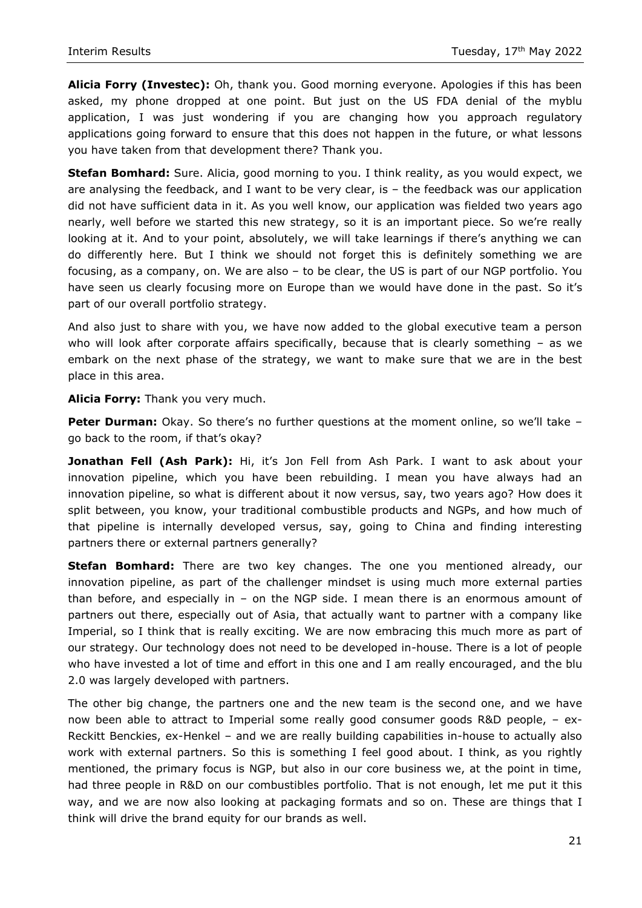**Alicia Forry (Investec):** Oh, thank you. Good morning everyone. Apologies if this has been asked, my phone dropped at one point. But just on the US FDA denial of the myblu application, I was just wondering if you are changing how you approach regulatory applications going forward to ensure that this does not happen in the future, or what lessons you have taken from that development there? Thank you.

**Stefan Bomhard:** Sure. Alicia, good morning to you. I think reality, as you would expect, we are analysing the feedback, and I want to be very clear, is – the feedback was our application did not have sufficient data in it. As you well know, our application was fielded two years ago nearly, well before we started this new strategy, so it is an important piece. So we're really looking at it. And to your point, absolutely, we will take learnings if there's anything we can do differently here. But I think we should not forget this is definitely something we are focusing, as a company, on. We are also – to be clear, the US is part of our NGP portfolio. You have seen us clearly focusing more on Europe than we would have done in the past. So it's part of our overall portfolio strategy.

And also just to share with you, we have now added to the global executive team a person who will look after corporate affairs specifically, because that is clearly something – as we embark on the next phase of the strategy, we want to make sure that we are in the best place in this area.

**Alicia Forry:** Thank you very much.

**Peter Durman:** Okay. So there's no further questions at the moment online, so we'll take – go back to the room, if that's okay?

**Jonathan Fell (Ash Park):** Hi, it's Jon Fell from Ash Park. I want to ask about your innovation pipeline, which you have been rebuilding. I mean you have always had an innovation pipeline, so what is different about it now versus, say, two years ago? How does it split between, you know, your traditional combustible products and NGPs, and how much of that pipeline is internally developed versus, say, going to China and finding interesting partners there or external partners generally?

**Stefan Bomhard:** There are two key changes. The one you mentioned already, our innovation pipeline, as part of the challenger mindset is using much more external parties than before, and especially in – on the NGP side. I mean there is an enormous amount of partners out there, especially out of Asia, that actually want to partner with a company like Imperial, so I think that is really exciting. We are now embracing this much more as part of our strategy. Our technology does not need to be developed in-house. There is a lot of people who have invested a lot of time and effort in this one and I am really encouraged, and the blu 2.0 was largely developed with partners.

The other big change, the partners one and the new team is the second one, and we have now been able to attract to Imperial some really good consumer goods R&D people, – ex-Reckitt Benckies, ex-Henkel – and we are really building capabilities in-house to actually also work with external partners. So this is something I feel good about. I think, as you rightly mentioned, the primary focus is NGP, but also in our core business we, at the point in time, had three people in R&D on our combustibles portfolio. That is not enough, let me put it this way, and we are now also looking at packaging formats and so on. These are things that I think will drive the brand equity for our brands as well.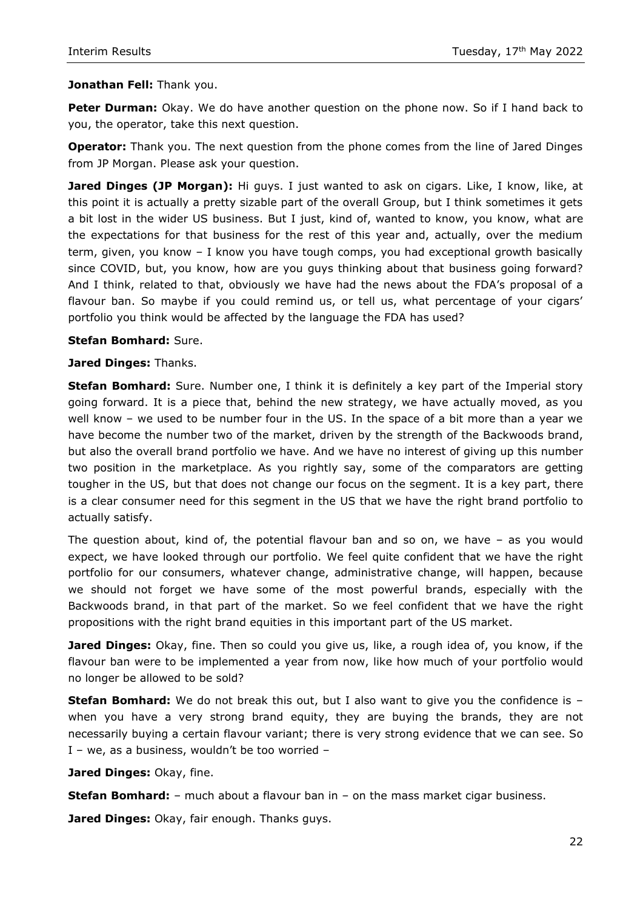**Jonathan Fell:** Thank you.

**Peter Durman:** Okay. We do have another question on the phone now. So if I hand back to you, the operator, take this next question.

**Operator:** Thank you. The next question from the phone comes from the line of Jared Dinges from JP Morgan. Please ask your question.

**Jared Dinges (JP Morgan):** Hi guys. I just wanted to ask on cigars. Like, I know, like, at this point it is actually a pretty sizable part of the overall Group, but I think sometimes it gets a bit lost in the wider US business. But I just, kind of, wanted to know, you know, what are the expectations for that business for the rest of this year and, actually, over the medium term, given, you know – I know you have tough comps, you had exceptional growth basically since COVID, but, you know, how are you guys thinking about that business going forward? And I think, related to that, obviously we have had the news about the FDA's proposal of a flavour ban. So maybe if you could remind us, or tell us, what percentage of your cigars' portfolio you think would be affected by the language the FDA has used?

**Stefan Bomhard:** Sure.

**Jared Dinges:** Thanks.

**Stefan Bomhard:** Sure. Number one, I think it is definitely a key part of the Imperial story going forward. It is a piece that, behind the new strategy, we have actually moved, as you well know – we used to be number four in the US. In the space of a bit more than a year we have become the number two of the market, driven by the strength of the Backwoods brand, but also the overall brand portfolio we have. And we have no interest of giving up this number two position in the marketplace. As you rightly say, some of the comparators are getting tougher in the US, but that does not change our focus on the segment. It is a key part, there is a clear consumer need for this segment in the US that we have the right brand portfolio to actually satisfy.

The question about, kind of, the potential flavour ban and so on, we have – as you would expect, we have looked through our portfolio. We feel quite confident that we have the right portfolio for our consumers, whatever change, administrative change, will happen, because we should not forget we have some of the most powerful brands, especially with the Backwoods brand, in that part of the market. So we feel confident that we have the right propositions with the right brand equities in this important part of the US market.

**Jared Dinges:** Okay, fine. Then so could you give us, like, a rough idea of, you know, if the flavour ban were to be implemented a year from now, like how much of your portfolio would no longer be allowed to be sold?

**Stefan Bomhard:** We do not break this out, but I also want to give you the confidence is – when you have a very strong brand equity, they are buying the brands, they are not necessarily buying a certain flavour variant; there is very strong evidence that we can see. So I – we, as a business, wouldn't be too worried –

**Jared Dinges:** Okay, fine.

**Stefan Bomhard:** – much about a flavour ban in – on the mass market cigar business.

**Jared Dinges:** Okay, fair enough. Thanks guys.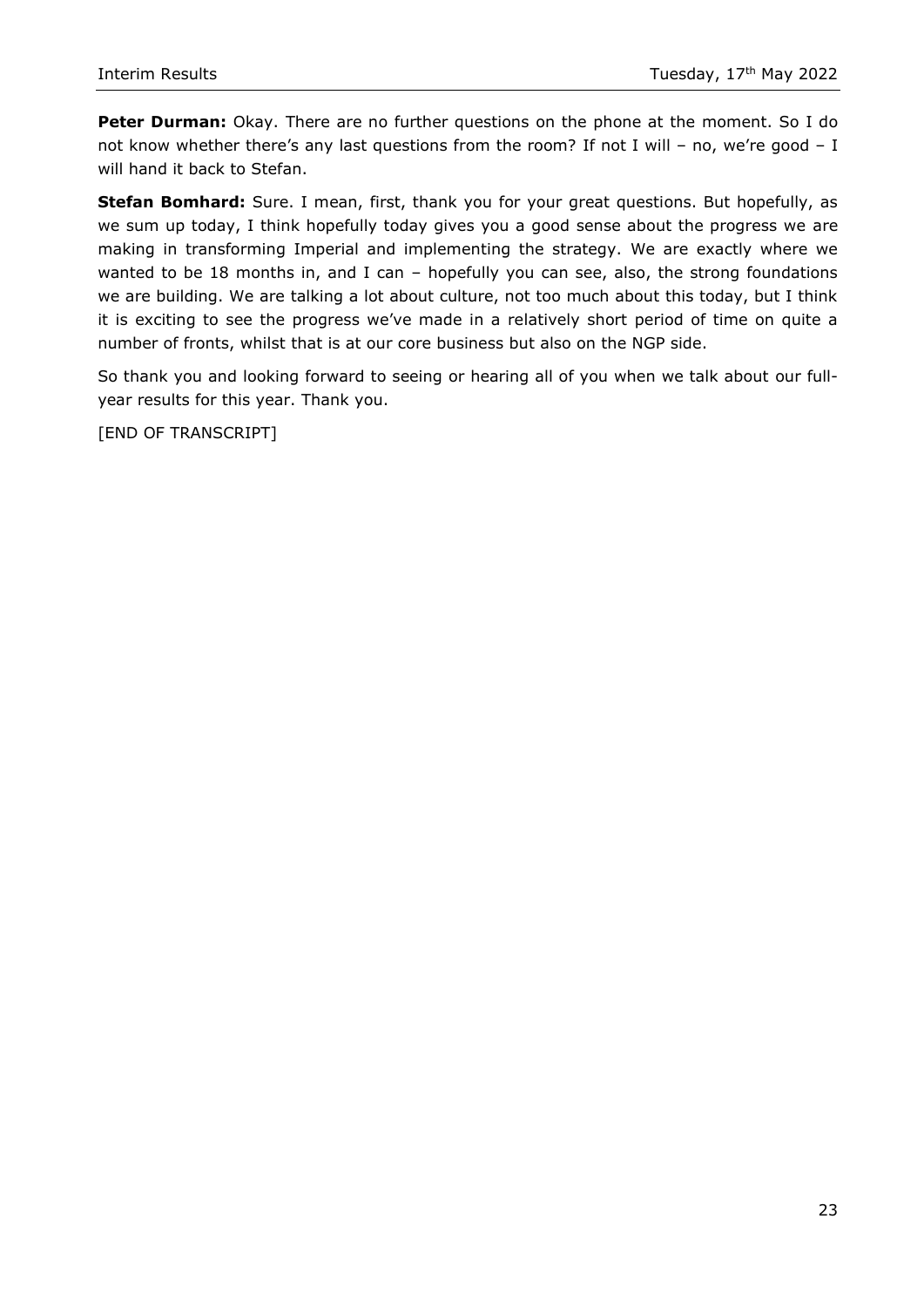**Peter Durman:** Okay. There are no further questions on the phone at the moment. So I do not know whether there's any last questions from the room? If not I will – no, we're good – I will hand it back to Stefan.

**Stefan Bomhard:** Sure. I mean, first, thank you for your great questions. But hopefully, as we sum up today, I think hopefully today gives you a good sense about the progress we are making in transforming Imperial and implementing the strategy. We are exactly where we wanted to be 18 months in, and I can – hopefully you can see, also, the strong foundations we are building. We are talking a lot about culture, not too much about this today, but I think it is exciting to see the progress we've made in a relatively short period of time on quite a number of fronts, whilst that is at our core business but also on the NGP side.

So thank you and looking forward to seeing or hearing all of you when we talk about our full-year results for this year. Thank you.

[END OF TRANSCRIPT]